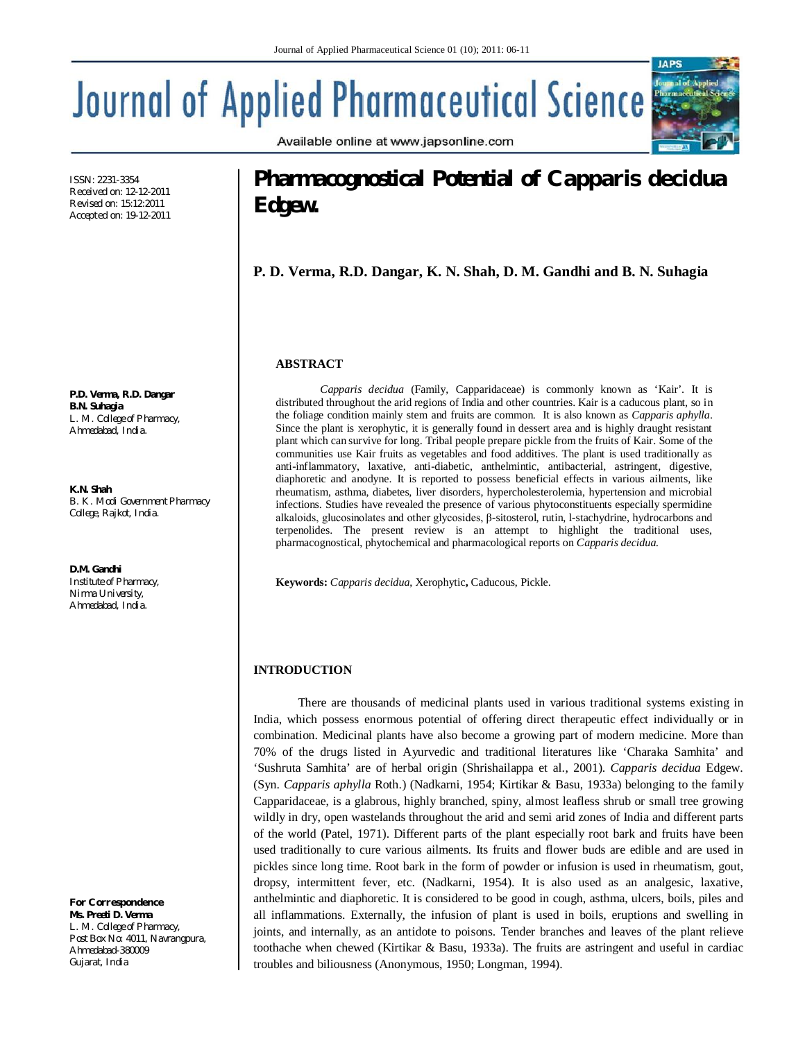ISSN: 2231-3354
Received on: 12-12-2011
Revised on: 15:12:2011
Accepted on: 19-12-2011

# Pharmacognostical Potential of Capparis decidua Edgew.

**P. D. Verma, R.D. Dangar, K. N. Shah, D. M. Gandhi and B. N. Suhagia**

**P.D. Verma, R.D. Dangar**
**B.N. Suhagia**
L. M. College of Pharmacy,
Ahmedabad, India.

**K.N. Shah**
B. K. Modi Government Pharmacy College, Rajkot, India.

**D.M. Gandhi**
Institute of Pharmacy,
Nirma University,
Ahmedabad, India.

**For Correspondence**
**Ms. Preeti D. Verma**
L. M. College of Pharmacy,
Post Box No: 4011, Navrangpura,
Ahmedabad-380009
Gujarat, India

## ABSTRACT

*Capparis decidua* (Family, Capparidaceae) is commonly known as 'Kair'. It is distributed throughout the arid regions of India and other countries. Kair is a caducous plant, so in the foliage condition mainly stem and fruits are common. It is also known as *Capparis aphylla*. Since the plant is xerophytic, it is generally found in dessert area and is highly draught resistant plant which can survive for long. Tribal people prepare pickle from the fruits of Kair. Some of the communities use Kair fruits as vegetables and food additives. The plant is used traditionally as anti-inflammatory, laxative, anti-diabetic, anthelmintic, antibacterial, astringent, digestive, diaphoretic and anodyne. It is reported to possess beneficial effects in various ailments, like rheumatism, asthma, diabetes, liver disorders, hypercholesterolemia, hypertension and microbial infections. Studies have revealed the presence of various phytoconstituents especially spermidine alkaloids, glucosinolates and other glycosides, β-sitosterol, rutin, l-stachydrine, hydrocarbons and terpenolides. The present review is an attempt to highlight the traditional uses, pharmacognostical, phytochemical and pharmacological reports on *Capparis decidua.*

**Keywords:** *Capparis decidua*, Xerophytic**,** Caducous, Pickle.

## INTRODUCTION

There are thousands of medicinal plants used in various traditional systems existing in India, which possess enormous potential of offering direct therapeutic effect individually or in combination. Medicinal plants have also become a growing part of modern medicine. More than 70% of the drugs listed in Ayurvedic and traditional literatures like 'Charaka Samhita' and 'Sushruta Samhita' are of herbal origin (Shrishailappa et al., 2001). *Capparis decidua* Edgew. (Syn. *Capparis aphylla* Roth.) (Nadkarni, 1954; Kirtikar & Basu, 1933a) belonging to the family Capparidaceae, is a glabrous, highly branched, spiny, almost leafless shrub or small tree growing wildly in dry, open wastelands throughout the arid and semi arid zones of India and different parts of the world (Patel, 1971). Different parts of the plant especially root bark and fruits have been used traditionally to cure various ailments. Its fruits and flower buds are edible and are used in pickles since long time. Root bark in the form of powder or infusion is used in rheumatism, gout, dropsy, intermittent fever, etc. (Nadkarni, 1954). It is also used as an analgesic, laxative, anthelmintic and diaphoretic. It is considered to be good in cough, asthma, ulcers, boils, piles and all inflammations. Externally, the infusion of plant is used in boils, eruptions and swelling in joints, and internally, as an antidote to poisons. Tender branches and leaves of the plant relieve toothache when chewed (Kirtikar & Basu, 1933a). The fruits are astringent and useful in cardiac troubles and biliousness (Anonymous, 1950; Longman, 1994).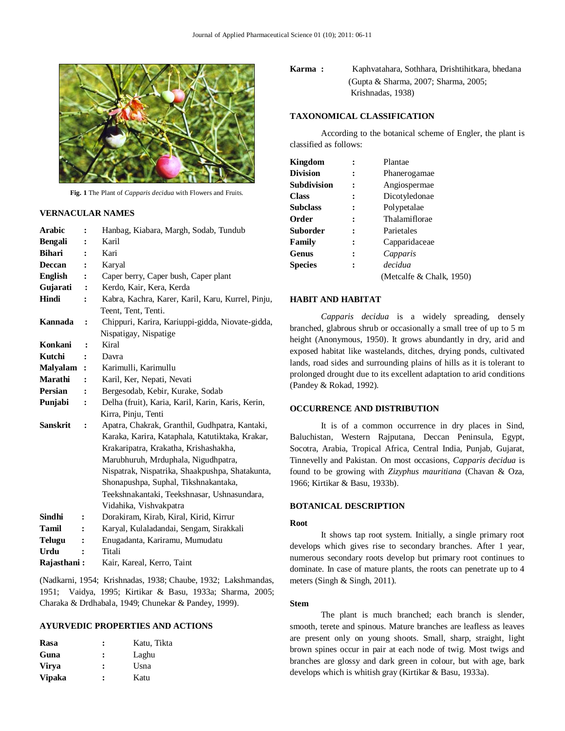**Fig. 1** The Plant of *Capparis decidua* with Flowers and Fruits.

## VERNACULAR NAMES

| | | |
|---|---|---|
| **Arabic** | : | Hanbag, Kiabara, Margh, Sodab, Tundub |
| **Bengali** | : | Karil |
| **Bihari** | : | Kari |
| **Deccan** | : | Karyal |
| **English** | : | Caper berry, Caper bush, Caper plant |
| **Gujarati** | : | Kerdo, Kair, Kera, Kerda |
| **Hindi** | : | Kabra, Kachra, Karer, Karil, Karu, Kurrel, Pinju, Teent, Tent, Tenti. |
| **Kannada** | : | Chippuri, Karira, Kariuppi-gidda, Niovate-gidda, Nispatigay, Nispatige |
| **Konkani** | : | Kiral |
| **Kutchi** | : | Davra |
| **Malyalam** | : | Karimulli, Karimullu |
| **Marathi** | : | Karil, Ker, Nepati, Nevati |
| **Persian** | : | Bergesodab, Kebir, Kurake, Sodab |
| **Punjabi** | : | Delha (fruit), Karia, Karil, Karin, Karis, Kerin, Kirra, Pinju, Tenti |
| **Sanskrit** | : | Apatra, Chakrak, Granthil, Gudhpatra, Kantaki, Karaka, Karira, Kataphala, Katutiktaka, Krakar, Krakaripatra, Krakatha, Krishashakha, Marubhuruh, Mrduphala, Nigudhpatra, Nispatrak, Nispatrika, Shaakpushpa, Shatakunta, Shonapushpa, Suphal, Tikshnakantaka, Teekshnakantaki, Teekshnasar, Ushnasundara, Vidahika, Vishvakpatra |
| **Sindhi** | : | Dorakiram, Kirab, Kiral, Kirid, Kirrur |
| **Tamil** | : | Karyal, Kulaladandai, Sengam, Sirakkali |
| **Telugu** | : | Enugadanta, Kariramu, Mumudatu |
| **Urdu** | : | Titali |
| **Rajasthani** | : | Kair, Kareal, Kerro, Taint |

(Nadkarni, 1954; Krishnadas, 1938; Chaube, 1932; Lakshmandas, 1951; Vaidya, 1995; Kirtikar & Basu, 1933a; Sharma, 2005; Charaka & Drdhabala, 1949; Chunekar & Pandey, 1999).

## AYURVEDIC PROPERTIES AND ACTIONS

| | | |
|---|---|---|
| **Rasa** | : | Katu, Tikta |
| **Guna** | : | Laghu |
| **Virya** | : | Usna |
| **Vipaka** | : | Katu |
| **Karma** | : | Kaphvatahara, Sothhara, Drishtihitkara, bhedana (Gupta & Sharma, 2007; Sharma, 2005; Krishnadas, 1938) |

## TAXONOMICAL CLASSIFICATION

According to the botanical scheme of Engler, the plant is classified as follows:

| | | |
|---|---|---|
| **Kingdom** | : | Plantae |
| **Division** | : | Phanerogamae |
| **Subdivision** | : | Angiospermae |
| **Class** | : | Dicotyledonae |
| **Subclass** | : | Polypetalae |
| **Order** | : | Thalamiflorae |
| **Suborder** | : | Parietales |
| **Family** | : | Capparidaceae |
| **Genus** | : | *Capparis* |
| **Species** | : | *decidua* |

(Metcalfe & Chalk, 1950)

## HABIT AND HABITAT

*Capparis decidua* is a widely spreading, densely branched, glabrous shrub or occasionally a small tree of up to 5 m height (Anonymous, 1950). It grows abundantly in dry, arid and exposed habitat like wastelands, ditches, drying ponds, cultivated lands, road sides and surrounding plains of hills as it is tolerant to prolonged drought due to its excellent adaptation to arid conditions (Pandey & Rokad, 1992).

## OCCURRENCE AND DISTRIBUTION

It is of a common occurrence in dry places in Sind, Baluchistan, Western Rajputana, Deccan Peninsula, Egypt, Socotra, Arabia, Tropical Africa, Central India, Punjab, Gujarat, Tinnevelly and Pakistan. On most occasions, *Capparis decidua* is found to be growing with *Zizyphus mauritiana* (Chavan & Oza, 1966; Kirtikar & Basu, 1933b).

## BOTANICAL DESCRIPTION

### Root

It shows tap root system. Initially, a single primary root develops which gives rise to secondary branches. After 1 year, numerous secondary roots develop but primary root continues to dominate. In case of mature plants, the roots can penetrate up to 4 meters (Singh & Singh, 2011).

### Stem

The plant is much branched; each branch is slender, smooth, terete and spinous. Mature branches are leafless as leaves are present only on young shoots. Small, sharp, straight, light brown spines occur in pair at each node of twig. Most twigs and branches are glossy and dark green in colour, but with age, bark develops which is whitish gray (Kirtikar & Basu, 1933a).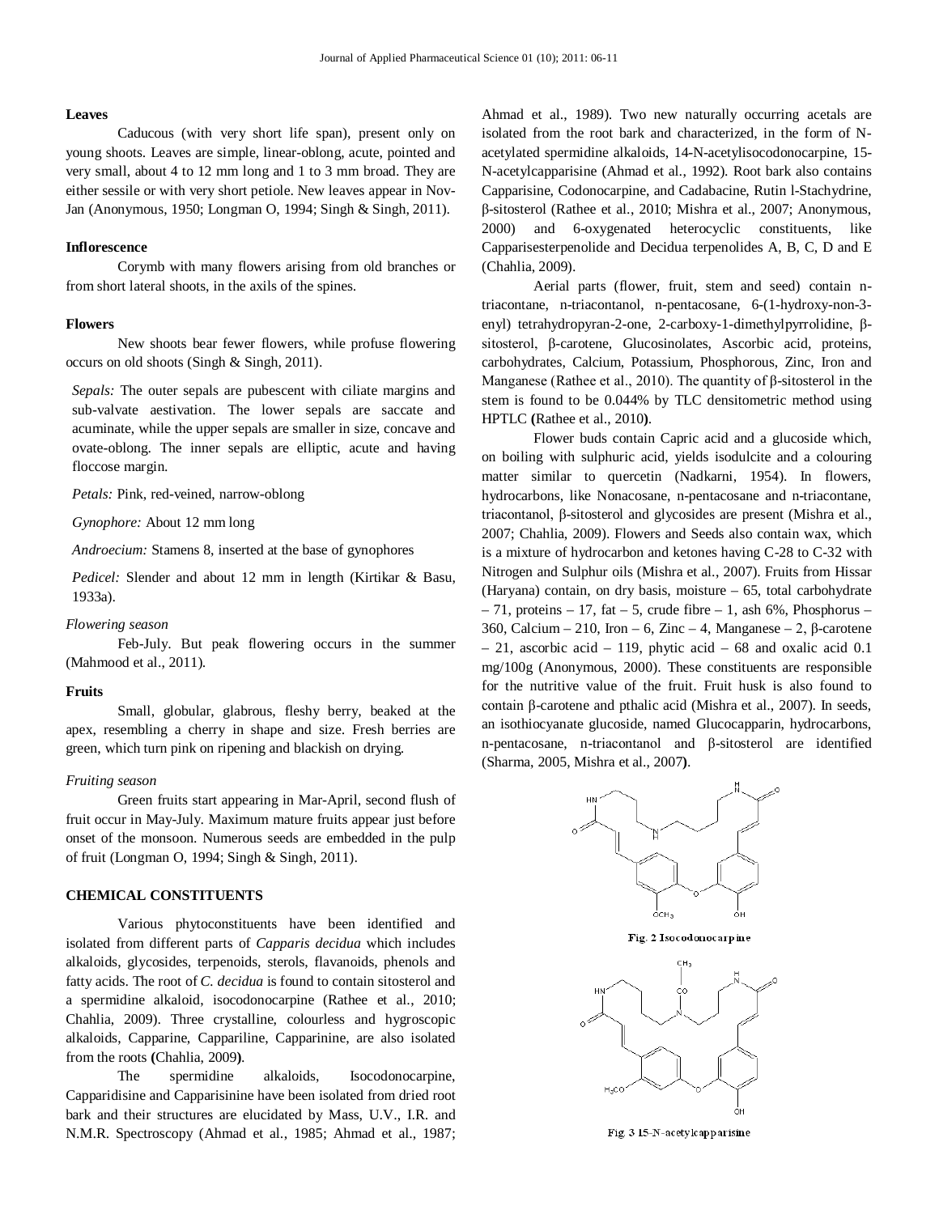### Leaves

Caducous (with very short life span), present only on young shoots. Leaves are simple, linear-oblong, acute, pointed and very small, about 4 to 12 mm long and 1 to 3 mm broad. They are either sessile or with very short petiole. New leaves appear in Nov-Jan (Anonymous, 1950; Longman O, 1994; Singh & Singh, 2011).

### Inflorescence

Corymb with many flowers arising from old branches or from short lateral shoots, in the axils of the spines.

### Flowers

New shoots bear fewer flowers, while profuse flowering occurs on old shoots (Singh & Singh, 2011).

*Sepals:* The outer sepals are pubescent with ciliate margins and sub-valvate aestivation. The lower sepals are saccate and acuminate, while the upper sepals are smaller in size, concave and ovate-oblong. The inner sepals are elliptic, acute and having floccose margin.

*Petals:* Pink, red-veined, narrow-oblong

*Gynophore:* About 12 mm long

*Androecium:* Stamens 8, inserted at the base of gynophores

*Pedicel:* Slender and about 12 mm in length (Kirtikar & Basu, 1933a).

*Flowering season*

Feb-July. But peak flowering occurs in the summer (Mahmood et al., 2011).

### Fruits

Small, globular, glabrous, fleshy berry, beaked at the apex, resembling a cherry in shape and size. Fresh berries are green, which turn pink on ripening and blackish on drying.

*Fruiting season*

Green fruits start appearing in Mar-April, second flush of fruit occur in May-July. Maximum mature fruits appear just before onset of the monsoon. Numerous seeds are embedded in the pulp of fruit (Longman O, 1994; Singh & Singh, 2011).

## CHEMICAL CONSTITUENTS

Various phytoconstituents have been identified and isolated from different parts of *Capparis decidua* which includes alkaloids, glycosides, terpenoids, sterols, flavanoids, phenols and fatty acids. The root of *C. decidua* is found to contain sitosterol and a spermidine alkaloid, isocodonocarpine (Rathee et al., 2010; Chahlia, 2009). Three crystalline, colourless and hygroscopic alkaloids, Capparine, Cappariline, Capparinine, are also isolated from the roots **(**Chahlia, 2009**)**.

The spermidine alkaloids, Isocodonocarpine, Capparidisine and Capparisinine have been isolated from dried root bark and their structures are elucidated by Mass, U.V., I.R. and N.M.R. Spectroscopy (Ahmad et al., 1985; Ahmad et al., 1987; Ahmad et al., 1989). Two new naturally occurring acetals are isolated from the root bark and characterized, in the form of N-acetylated spermidine alkaloids, 14-N-acetylisocodonocarpine, 15-N-acetylcapparisine (Ahmad et al., 1992). Root bark also contains Capparisine, Codonocarpine, and Cadabacine, Rutin l-Stachydrine, β-sitosterol (Rathee et al., 2010; Mishra et al., 2007; Anonymous, 2000) and 6-oxygenated heterocyclic constituents, like Capparisesterpenolide and Decidua terpenolides A, B, C, D and E (Chahlia, 2009).

Aerial parts (flower, fruit, stem and seed) contain n-triacontane, n-triacontanol, n-pentacosane, 6-(1-hydroxy-non-3-enyl) tetrahydropyran-2-one, 2-carboxy-1-dimethylpyrrolidine, β-sitosterol, β-carotene, Glucosinolates, Ascorbic acid, proteins, carbohydrates, Calcium, Potassium, Phosphorous, Zinc, Iron and Manganese (Rathee et al., 2010). The quantity of β-sitosterol in the stem is found to be 0.044% by TLC densitometric method using HPTLC **(**Rathee et al., 2010**)**.

Flower buds contain Capric acid and a glucoside which, on boiling with sulphuric acid, yields isodulcite and a colouring matter similar to quercetin (Nadkarni, 1954). In flowers, hydrocarbons, like Nonacosane, n-pentacosane and n-triacontane, triacontanol, β-sitosterol and glycosides are present (Mishra et al., 2007; Chahlia, 2009). Flowers and Seeds also contain wax, which is a mixture of hydrocarbon and ketones having C-28 to C-32 with Nitrogen and Sulphur oils (Mishra et al., 2007). Fruits from Hissar (Haryana) contain, on dry basis, moisture – 65, total carbohydrate – 71, proteins – 17, fat – 5, crude fibre – 1, ash 6%, Phosphorus – 360, Calcium – 210, Iron – 6, Zinc – 4, Manganese – 2, β-carotene – 21, ascorbic acid – 119, phytic acid – 68 and oxalic acid 0.1 mg/100g (Anonymous, 2000). These constituents are responsible for the nutritive value of the fruit. Fruit husk is also found to contain β-carotene and pthalic acid (Mishra et al., 2007). In seeds, an isothiocyanate glucoside, named Glucocapparin, hydrocarbons, n-pentacosane, n-triacontanol and β-sitosterol are identified (Sharma, 2005, Mishra et al., 2007**)**.

Fig. 2 Isocodonocarpine

Fig. 3 15-N-acetylcapparisine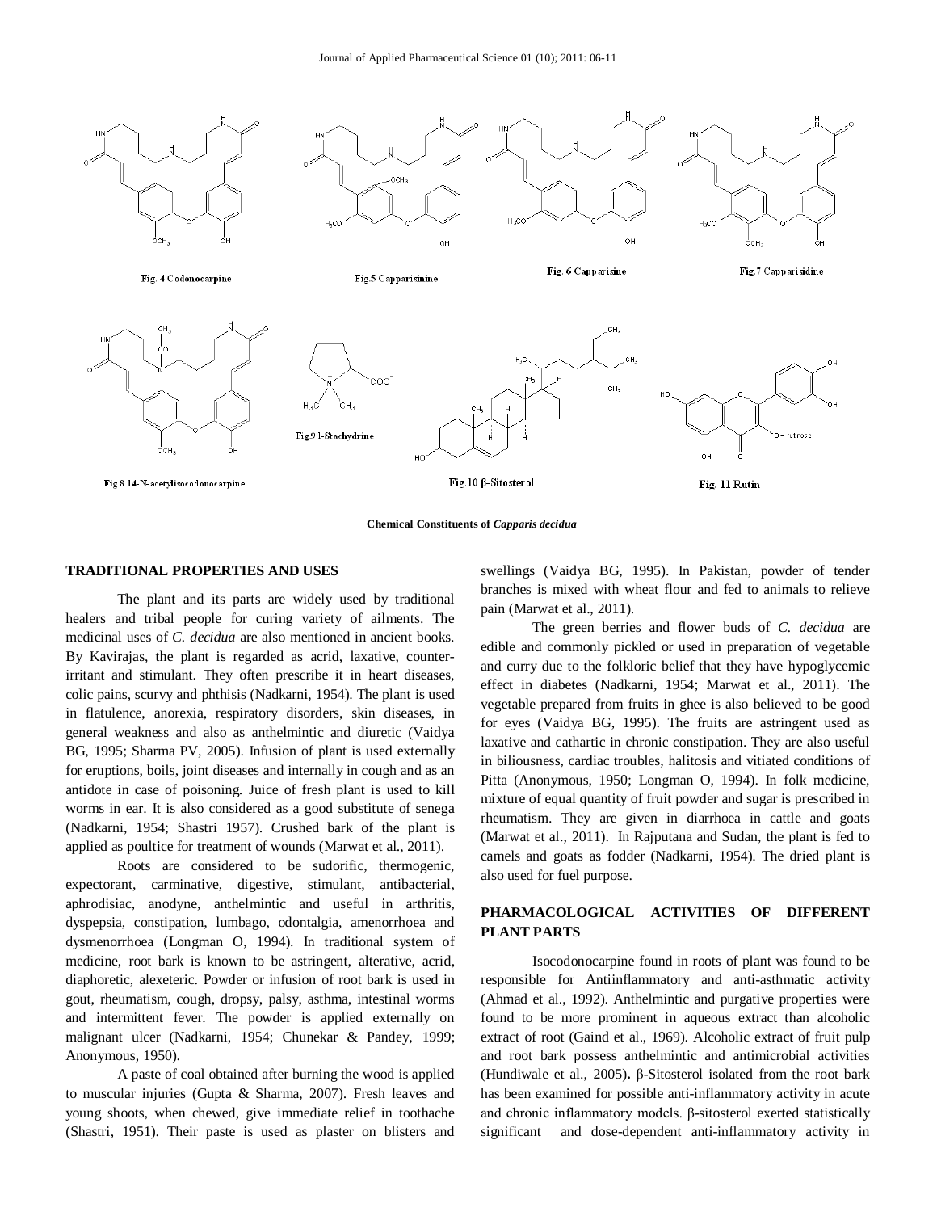Fig. 4 Codonocarpine

Fig.5 Capparisinine

Fig. 6 Capparisine

Fig.7 Capparisidine

Fig.8 14-N-acetylisocodonocarpine

Fig.9 l-Stachydrine

Fig.10 β-Sitosterol

Fig. 11 Rutin

**Chemical Constituents of *Capparis decidua***

## TRADITIONAL PROPERTIES AND USES

The plant and its parts are widely used by traditional healers and tribal people for curing variety of ailments. The medicinal uses of *C. decidua* are also mentioned in ancient books. By Kavirajas, the plant is regarded as acrid, laxative, counter-irritant and stimulant. They often prescribe it in heart diseases, colic pains, scurvy and phthisis (Nadkarni, 1954). The plant is used in flatulence, anorexia, respiratory disorders, skin diseases, in general weakness and also as anthelmintic and diuretic (Vaidya BG, 1995; Sharma PV, 2005). Infusion of plant is used externally for eruptions, boils, joint diseases and internally in cough and as an antidote in case of poisoning. Juice of fresh plant is used to kill worms in ear. It is also considered as a good substitute of senega (Nadkarni, 1954; Shastri 1957). Crushed bark of the plant is applied as poultice for treatment of wounds (Marwat et al., 2011).

Roots are considered to be sudorific, thermogenic, expectorant, carminative, digestive, stimulant, antibacterial, aphrodisiac, anodyne, anthelmintic and useful in arthritis, dyspepsia, constipation, lumbago, odontalgia, amenorrhoea and dysmenorrhoea (Longman O, 1994). In traditional system of medicine, root bark is known to be astringent, alterative, acrid, diaphoretic, alexeteric. Powder or infusion of root bark is used in gout, rheumatism, cough, dropsy, palsy, asthma, intestinal worms and intermittent fever. The powder is applied externally on malignant ulcer (Nadkarni, 1954; Chunekar & Pandey, 1999; Anonymous, 1950).

A paste of coal obtained after burning the wood is applied to muscular injuries (Gupta & Sharma, 2007). Fresh leaves and young shoots, when chewed, give immediate relief in toothache (Shastri, 1951). Their paste is used as plaster on blisters and swellings (Vaidya BG, 1995). In Pakistan, powder of tender branches is mixed with wheat flour and fed to animals to relieve pain (Marwat et al., 2011).

The green berries and flower buds of *C. decidua* are edible and commonly pickled or used in preparation of vegetable and curry due to the folkloric belief that they have hypoglycemic effect in diabetes (Nadkarni, 1954; Marwat et al., 2011). The vegetable prepared from fruits in ghee is also believed to be good for eyes (Vaidya BG, 1995). The fruits are astringent used as laxative and cathartic in chronic constipation. They are also useful in biliousness, cardiac troubles, halitosis and vitiated conditions of Pitta (Anonymous, 1950; Longman O, 1994). In folk medicine, mixture of equal quantity of fruit powder and sugar is prescribed in rheumatism. They are given in diarrhoea in cattle and goats (Marwat et al., 2011). In Rajputana and Sudan, the plant is fed to camels and goats as fodder (Nadkarni, 1954). The dried plant is also used for fuel purpose.

## PHARMACOLOGICAL ACTIVITIES OF DIFFERENT PLANT PARTS

Isocodonocarpine found in roots of plant was found to be responsible for Antiinflammatory and anti-asthmatic activity (Ahmad et al., 1992). Anthelmintic and purgative properties were found to be more prominent in aqueous extract than alcoholic extract of root (Gaind et al., 1969). Alcoholic extract of fruit pulp and root bark possess anthelmintic and antimicrobial activities (Hundiwale et al., 2005)**.** β-Sitosterol isolated from the root bark has been examined for possible anti-inflammatory activity in acute and chronic inflammatory models. β-sitosterol exerted statistically significant and dose-dependent anti-inflammatory activity in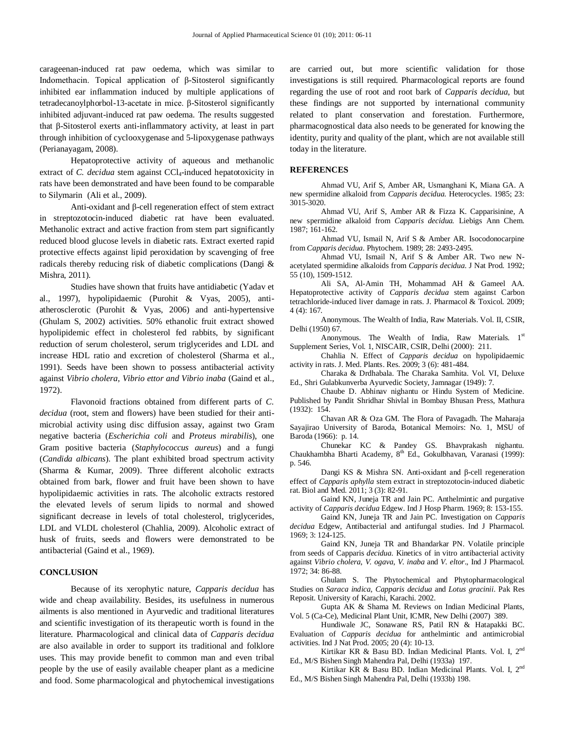carageenan-induced rat paw oedema, which was similar to Indomethacin. Topical application of β-Sitosterol significantly inhibited ear inflammation induced by multiple applications of tetradecanoylphorbol-13-acetate in mice. β-Sitosterol significantly inhibited adjuvant-induced rat paw oedema. The results suggested that β-Sitosterol exerts anti-inflammatory activity, at least in part through inhibition of cyclooxygenase and 5-lipoxygenase pathways (Perianayagam, 2008).

Hepatoprotective activity of aqueous and methanolic extract of *C. decidua* stem against $CCl_4$-induced hepatotoxicity in rats have been demonstrated and have been found to be comparable to Silymarin (Ali et al., 2009).

Anti-oxidant and β-cell regeneration effect of stem extract in streptozotocin-induced diabetic rat have been evaluated. Methanolic extract and active fraction from stem part significantly reduced blood glucose levels in diabetic rats. Extract exerted rapid protective effects against lipid peroxidation by scavenging of free radicals thereby reducing risk of diabetic complications (Dangi & Mishra, 2011).

Studies have shown that fruits have antidiabetic (Yadav et al., 1997), hypolipidaemic (Purohit & Vyas, 2005), anti-atherosclerotic (Purohit & Vyas, 2006) and anti-hypertensive (Ghulam S, 2002) activities. 50% ethanolic fruit extract showed hypolipidemic effect in cholesterol fed rabbits, by significant reduction of serum cholesterol, serum triglycerides and LDL and increase HDL ratio and excretion of cholesterol (Sharma et al., 1991). Seeds have been shown to possess antibacterial activity against *Vibrio cholera, Vibrio ettor and Vibrio inaba* (Gaind et al., 1972).

Flavonoid fractions obtained from different parts of *C. decidua* (root, stem and flowers) have been studied for their anti-microbial activity using disc diffusion assay, against two Gram negative bacteria (*Escherichia coli* and *Proteus mirabilis*), one Gram positive bacteria (*Staphylococcus aureus*) and a fungi (*Candida albicans*). The plant exhibited broad spectrum activity (Sharma & Kumar, 2009). Three different alcoholic extracts obtained from bark, flower and fruit have been shown to have hypolipidaemic activities in rats. The alcoholic extracts restored the elevated levels of serum lipids to normal and showed significant decrease in levels of total cholesterol, triglycerides, LDL and VLDL cholesterol (Chahlia, 2009). Alcoholic extract of husk of fruits, seeds and flowers were demonstrated to be antibacterial (Gaind et al., 1969).

## CONCLUSION

Because of its xerophytic nature, *Capparis decidua* has wide and cheap availability. Besides, its usefulness in numerous ailments is also mentioned in Ayurvedic and traditional literatures and scientific investigation of its therapeutic worth is found in the literature. Pharmacological and clinical data of *Capparis decidua* are also available in order to support its traditional and folklore uses. This may provide benefit to common man and even tribal people by the use of easily available cheaper plant as a medicine and food. Some pharmacological and phytochemical investigations are carried out, but more scientific validation for those investigations is still required. Pharmacological reports are found regarding the use of root and root bark of *Capparis decidua*, but these findings are not supported by international community related to plant conservation and forestation. Furthermore, pharmacognostical data also needs to be generated for knowing the identity, purity and quality of the plant, which are not available still today in the literature.

## REFERENCES

Ahmad VU, Arif S, Amber AR, Usmanghani K, Miana GA. A new spermidine alkaloid from *Capparis decidua*. Heterocycles. 1985; 23: 3015-3020.

Ahmad VU, Arif S, Amber AR & Fizza K. Capparisinine, A new spermidine alkaloid from *Capparis decidua*. Liebigs Ann Chem. 1987; 161-162.

Ahmad VU, Ismail N, Arif S & Amber AR. Isocodonocarpine from *Capparis decidua*. Phytochem. 1989; 28: 2493-2495.

Ahmad VU, Ismail N, Arif S & Amber AR. Two new N-acetylated spermidine alkaloids from *Capparis decidua*. J Nat Prod. 1992; 55 (10), 1509-1512.

Ali SA, Al-Amin TH, Mohammad AH & Gameel AA. Hepatoprotective activity of *Capparis decidua* stem against Carbon tetrachloride-induced liver damage in rats. J. Pharmacol & Toxicol. 2009; 4 (4): 167.

Anonymous. The Wealth of India, Raw Materials. Vol. II, CSIR, Delhi (1950) 67.

Anonymous. The Wealth of India, Raw Materials. 1st Supplement Series, Vol. 1, NISCAIR, CSIR, Delhi (2000): 211.

Chahlia N. Effect of *Capparis decidua* on hypolipidaemic activity in rats. J. Med. Plants. Res. 2009; 3 (6): 481-484.

Charaka & Drdhabala. The Charaka Samhita. Vol. VI, Deluxe Ed., Shri Gulabkunverba Ayurvedic Society, Jamnagar (1949): 7.

Chaube D. Abhinav nighantu or Hindu System of Medicine. Published by Pandit Shridhar Shivlal in Bombay Bhusan Press, Mathura (1932): 154.

Chavan AR & Oza GM. The Flora of Pavagadh. The Maharaja Sayajirao University of Baroda, Botanical Memoirs: No. 1, MSU of Baroda (1966): p. 14.

Chunekar KC & Pandey GS. Bhavprakash nighantu. Chaukhambha Bharti Academy, 8th Ed., Gokulbhavan, Varanasi (1999): p. 546.

Dangi KS & Mishra SN. Anti-oxidant and β-cell regeneration effect of *Capparis aphylla* stem extract in streptozotocin-induced diabetic rat. Biol and Med. 2011; 3 (3): 82-91.

Gaind KN, Juneja TR and Jain PC. Anthelmintic and purgative activity of *Capparis decidua* Edgew. Ind J Hosp Pharm. 1969; 8: 153-155.

Gaind KN, Juneja TR and Jain PC. Investigation on *Capparis decidua* Edgew, Antibacterial and antifungal studies. Ind J Pharmacol. 1969; 3: 124-125.

Gaind KN, Juneja TR and Bhandarkar PN. Volatile principle from seeds of Capparis *decidua*. Kinetics of in vitro antibacterial activity against *Vibrio cholera, V. ogava, V. inaba* and *V. eltor*., Ind J Pharmacol. 1972; 34: 86-88.

Ghulam S. The Phytochemical and Phytopharmacological Studies on *Saraca indica, Capparis decidua* and *Lotus gracinii*. Pak Res Reposit. University of Karachi, Karachi. 2002.

Gupta AK & Shama M. Reviews on Indian Medicinal Plants, Vol. 5 (Ca-Ce), Medicinal Plant Unit, ICMR, New Delhi (2007) 389.

Hundiwale JC, Sonawane RS, Patil RN & Hatapakki BC. Evaluation of *Capparis decidua* for anthelmintic and antimicrobial activities. Ind J Nat Prod. 2005; 20 (4): 10-13.

Kirtikar KR & Basu BD. Indian Medicinal Plants. Vol. I, 2nd Ed., M/S Bishen Singh Mahendra Pal, Delhi (1933a) 197.

Kirtikar KR & Basu BD. Indian Medicinal Plants. Vol. I, 2nd Ed., M/S Bishen Singh Mahendra Pal, Delhi (1933b) 198.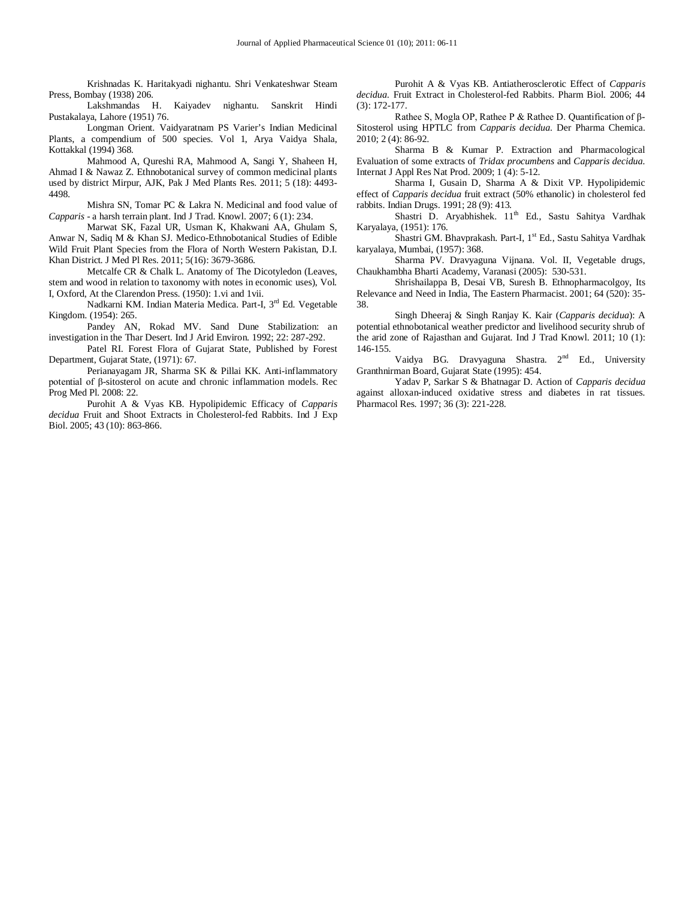Krishnadas K. Haritakyadi nighantu. Shri Venkateshwar Steam Press, Bombay (1938) 206.

Lakshmandas H. Kaiyadev nighantu. Sanskrit Hindi Pustakalaya, Lahore (1951) 76.

Longman Orient. Vaidyaratnam PS Varier's Indian Medicinal Plants, a compendium of 500 species. Vol 1, Arya Vaidya Shala, Kottakkal (1994) 368.

Mahmood A, Qureshi RA, Mahmood A, Sangi Y, Shaheen H, Ahmad I & Nawaz Z. Ethnobotanical survey of common medicinal plants used by district Mirpur, AJK, Pak J Med Plants Res. 2011; 5 (18): 4493-4498.

Mishra SN, Tomar PC & Lakra N. Medicinal and food value of *Capparis* - a harsh terrain plant. Ind J Trad. Knowl. 2007; 6 (1): 234.

Marwat SK, Fazal UR, Usman K, Khakwani AA, Ghulam S, Anwar N, Sadiq M & Khan SJ. Medico-Ethnobotanical Studies of Edible Wild Fruit Plant Species from the Flora of North Western Pakistan, D.I. Khan District. J Med Pl Res. 2011; 5(16): 3679-3686.

Metcalfe CR & Chalk L. Anatomy of The Dicotyledon (Leaves, stem and wood in relation to taxonomy with notes in economic uses), Vol. I, Oxford, At the Clarendon Press. (1950): 1.vi and 1vii.

Nadkarni KM. Indian Materia Medica. Part-I, 3rd Ed. Vegetable Kingdom. (1954): 265.

Pandey AN, Rokad MV. Sand Dune Stabilization: an investigation in the Thar Desert. Ind J Arid Environ. 1992; 22: 287-292.

Patel RI. Forest Flora of Gujarat State, Published by Forest Department, Gujarat State, (1971): 67.

Perianayagam JR, Sharma SK & Pillai KK. Anti-inflammatory potential of β-sitosterol on acute and chronic inflammation models. Rec Prog Med Pl. 2008: 22.

Purohit A & Vyas KB. Hypolipidemic Efficacy of *Capparis decidua* Fruit and Shoot Extracts in Cholesterol-fed Rabbits. Ind J Exp Biol. 2005; 43 (10): 863-866.

Purohit A & Vyas KB. Antiatherosclerotic Effect of *Capparis decidua.* Fruit Extract in Cholesterol-fed Rabbits. Pharm Biol. 2006; 44 (3): 172-177.

Rathee S, Mogla OP, Rathee P & Rathee D. Quantification of β-Sitosterol using HPTLC from *Capparis decidua.* Der Pharma Chemica. 2010; 2 (4): 86-92.

Sharma B & Kumar P. Extraction and Pharmacological Evaluation of some extracts of *Tridax procumbens* and *Capparis decidua.* Internat J Appl Res Nat Prod. 2009; 1 (4): 5-12.

Sharma I, Gusain D, Sharma A & Dixit VP. Hypolipidemic effect of *Capparis decidua* fruit extract (50% ethanolic) in cholesterol fed rabbits. Indian Drugs. 1991; 28 (9): 413.

Shastri D. Aryabhishek. 11th Ed., Sastu Sahitya Vardhak Karyalaya, (1951): 176.

Shastri GM. Bhavprakash. Part-I, 1st Ed., Sastu Sahitya Vardhak karyalaya, Mumbai, (1957): 368.

Sharma PV. Dravyaguna Vijnana. Vol. II, Vegetable drugs, Chaukhambha Bharti Academy, Varanasi (2005): 530-531.

Shrishailappa B, Desai VB, Suresh B. Ethnopharmacolgoy, Its Relevance and Need in India, The Eastern Pharmacist. 2001; 64 (520): 35-38.

Singh Dheeraj & Singh Ranjay K. Kair (*Capparis decidua*): A potential ethnobotanical weather predictor and livelihood security shrub of the arid zone of Rajasthan and Gujarat. Ind J Trad Knowl. 2011; 10 (1): 146-155.

Vaidya BG. Dravyaguna Shastra. 2nd Ed., University Granthnirman Board, Gujarat State (1995): 454.

Yadav P, Sarkar S & Bhatnagar D. Action of *Capparis decidua* against alloxan-induced oxidative stress and diabetes in rat tissues. Pharmacol Res. 1997; 36 (3): 221-228.